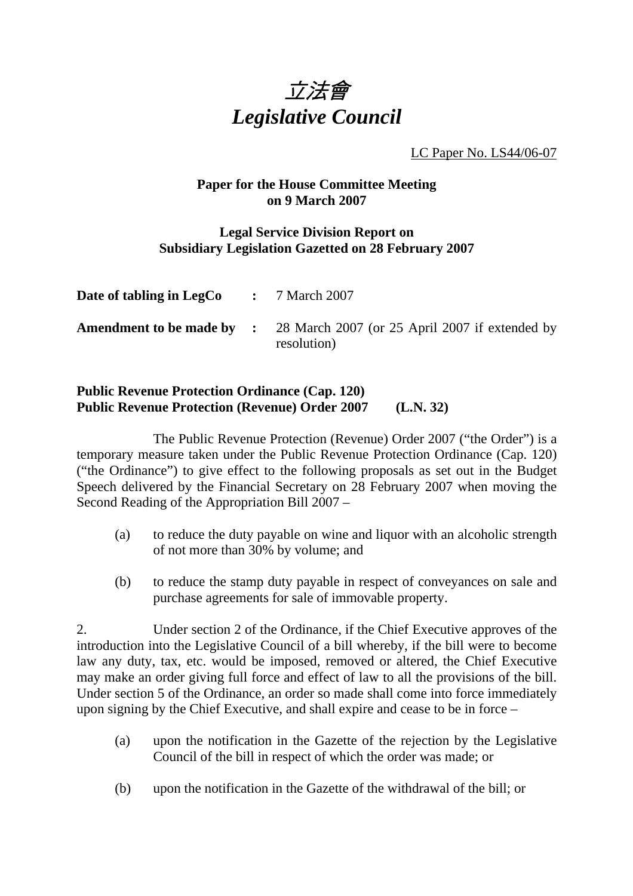# *立法會*
# *Legislative Council*

LC Paper No. LS44/06-07

**Paper for the House Committee Meeting on 9 March 2007**

**Legal Service Division Report on Subsidiary Legislation Gazetted on 28 February 2007**

| | | |
|---|---|---|
| **Date of tabling in LegCo** | **:** | 7 March 2007 |
| **Amendment to be made by** | **:** | 28 March 2007 (or 25 April 2007 if extended by resolution) |

**Public Revenue Protection Ordinance (Cap. 120)**
**Public Revenue Protection (Revenue) Order 2007 (L.N. 32)**

The Public Revenue Protection (Revenue) Order 2007 ("the Order") is a temporary measure taken under the Public Revenue Protection Ordinance (Cap. 120) ("the Ordinance") to give effect to the following proposals as set out in the Budget Speech delivered by the Financial Secretary on 28 February 2007 when moving the Second Reading of the Appropriation Bill 2007 –

(a) to reduce the duty payable on wine and liquor with an alcoholic strength of not more than 30% by volume; and

(b) to reduce the stamp duty payable in respect of conveyances on sale and purchase agreements for sale of immovable property.

2. Under section 2 of the Ordinance, if the Chief Executive approves of the introduction into the Legislative Council of a bill whereby, if the bill were to become law any duty, tax, etc. would be imposed, removed or altered, the Chief Executive may make an order giving full force and effect of law to all the provisions of the bill. Under section 5 of the Ordinance, an order so made shall come into force immediately upon signing by the Chief Executive, and shall expire and cease to be in force –

(a) upon the notification in the Gazette of the rejection by the Legislative Council of the bill in respect of which the order was made; or

(b) upon the notification in the Gazette of the withdrawal of the bill; or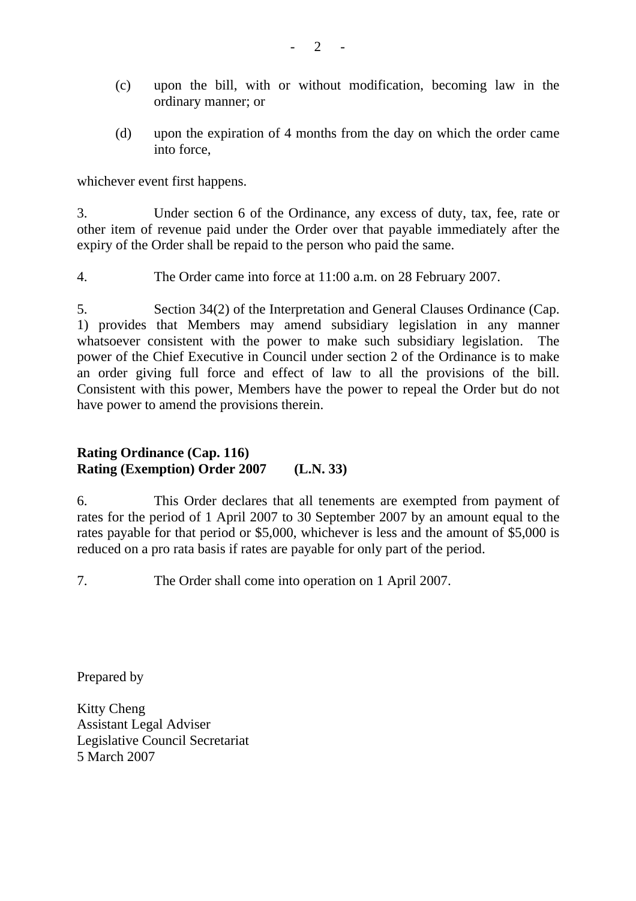(c) upon the bill, with or without modification, becoming law in the ordinary manner; or

(d) upon the expiration of 4 months from the day on which the order came into force,

whichever event first happens.

3. Under section 6 of the Ordinance, any excess of duty, tax, fee, rate or other item of revenue paid under the Order over that payable immediately after the expiry of the Order shall be repaid to the person who paid the same.

4. The Order came into force at 11:00 a.m. on 28 February 2007.

5. Section 34(2) of the Interpretation and General Clauses Ordinance (Cap. 1) provides that Members may amend subsidiary legislation in any manner whatsoever consistent with the power to make such subsidiary legislation. The power of the Chief Executive in Council under section 2 of the Ordinance is to make an order giving full force and effect of law to all the provisions of the bill. Consistent with this power, Members have the power to repeal the Order but do not have power to amend the provisions therein.

**Rating Ordinance (Cap. 116)**
**Rating (Exemption) Order 2007 (L.N. 33)**

6. This Order declares that all tenements are exempted from payment of rates for the period of 1 April 2007 to 30 September 2007 by an amount equal to the rates payable for that period or $5,000, whichever is less and the amount of $5,000 is reduced on a pro rata basis if rates are payable for only part of the period.

7. The Order shall come into operation on 1 April 2007.

Prepared by

Kitty Cheng
Assistant Legal Adviser
Legislative Council Secretariat
5 March 2007